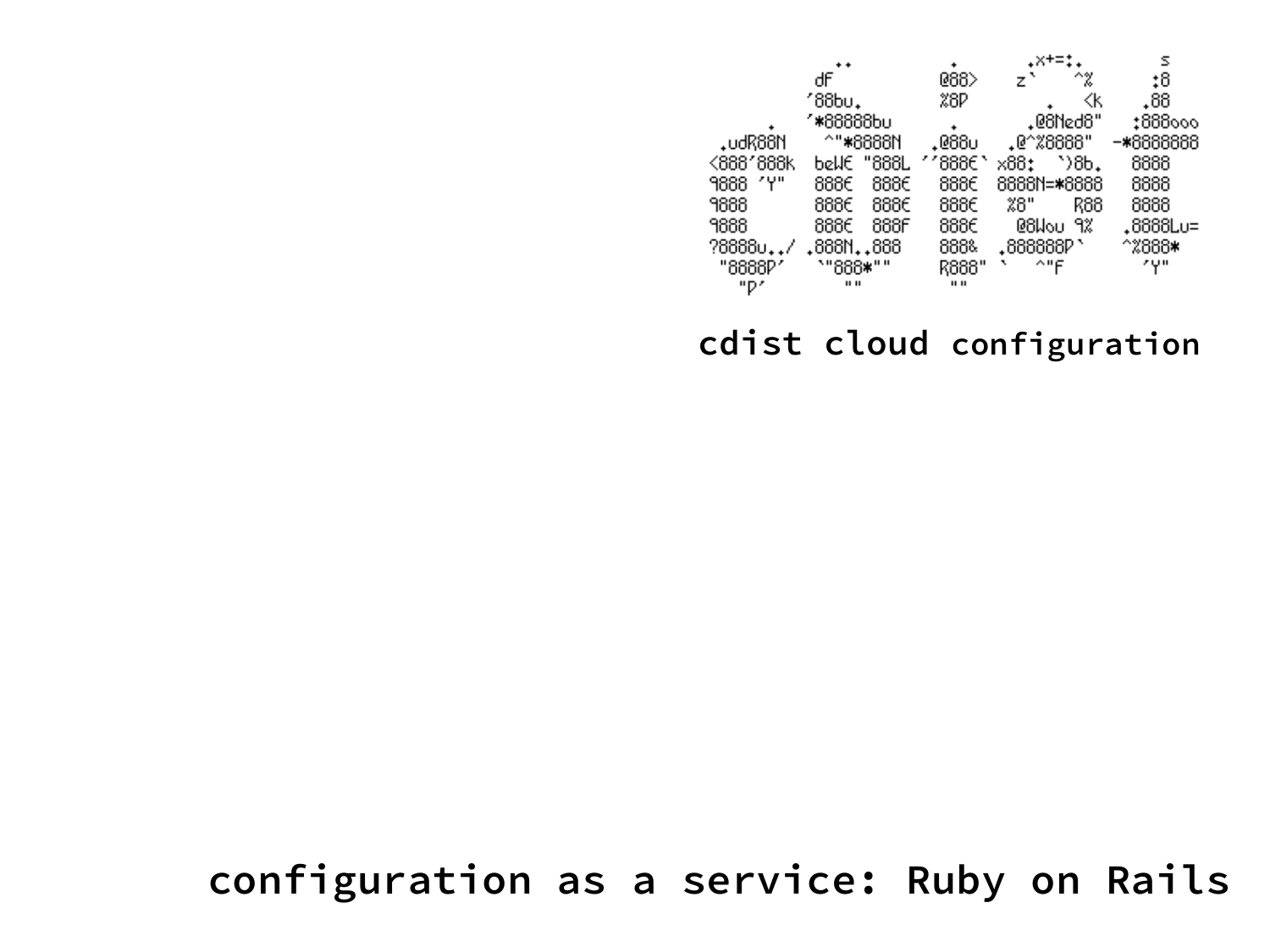```
                .+                    .                .x+=:.          s
               dF                   @88>             z`    ^%         :8
              '88bu.                %8P                 .   <k       .88
              '*88888bu              .               .@8Ned8"       :888ooo
     .udR88N   ^"*8888N   .@88u     .@^%8888"    -*8888888
    <888'888k  beWE "888L ''888E`  x88:   `)8b.   8888
    9888 'Y"   888E  888E  888E    8888N=*8888    8888
    9888       888E  888E  888E    %8"    R88     8888
    9888       888E  888F  888E     @8Wou 9%     .8888Lu=
    ?8888u../ .888N..888   888&   .888888P`      ^%888*
     "8888P'   `"888*""    R888"  `   ^"F          'Y"
       "P'        ""        ""
```

cdist cloud configuration

configuration as a service: Ruby on Rails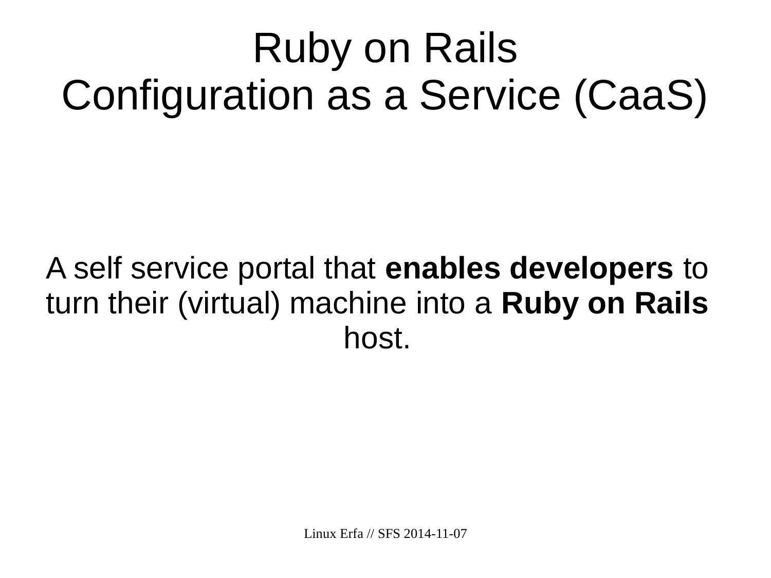# Ruby on Rails
# Configuration as a Service (CaaS)

A self service portal that **enables developers** to turn their (virtual) machine into a **Ruby on Rails** host.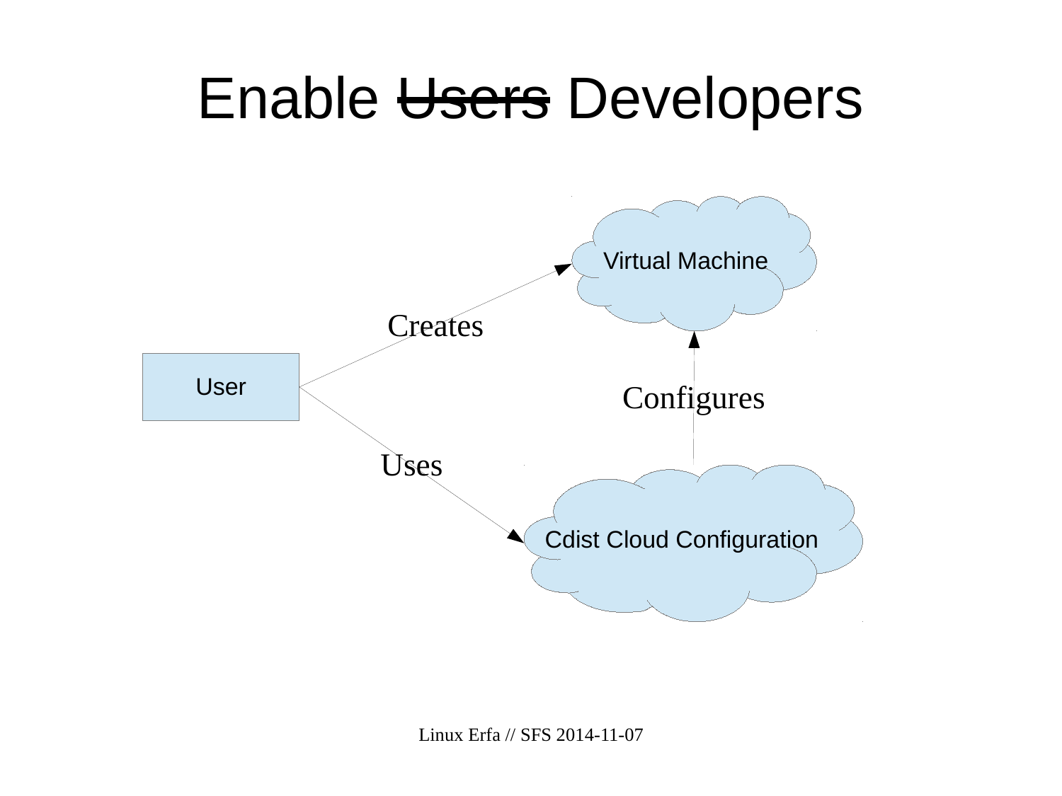# Enable ~~Users~~ Developers

User

Creates

Virtual Machine

Uses

Cdist Cloud Configuration

Configures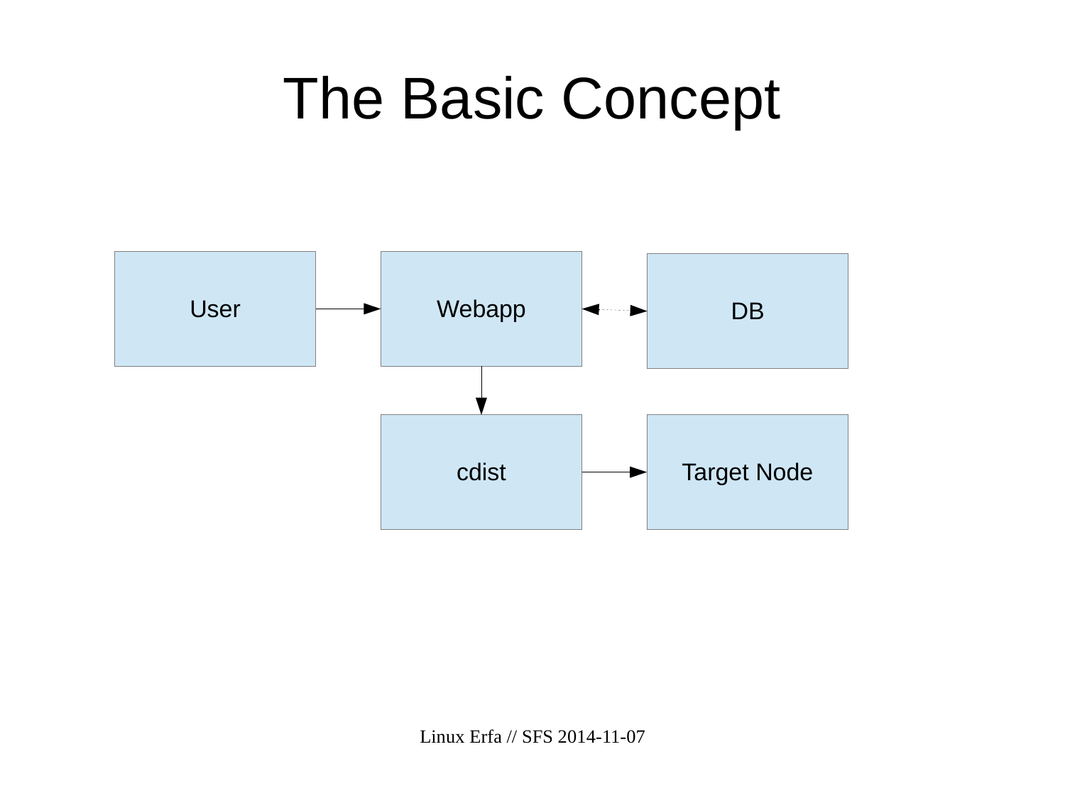# The Basic Concept

User → Webapp

Webapp ↔ DB

Webapp → cdist

cdist → Target Node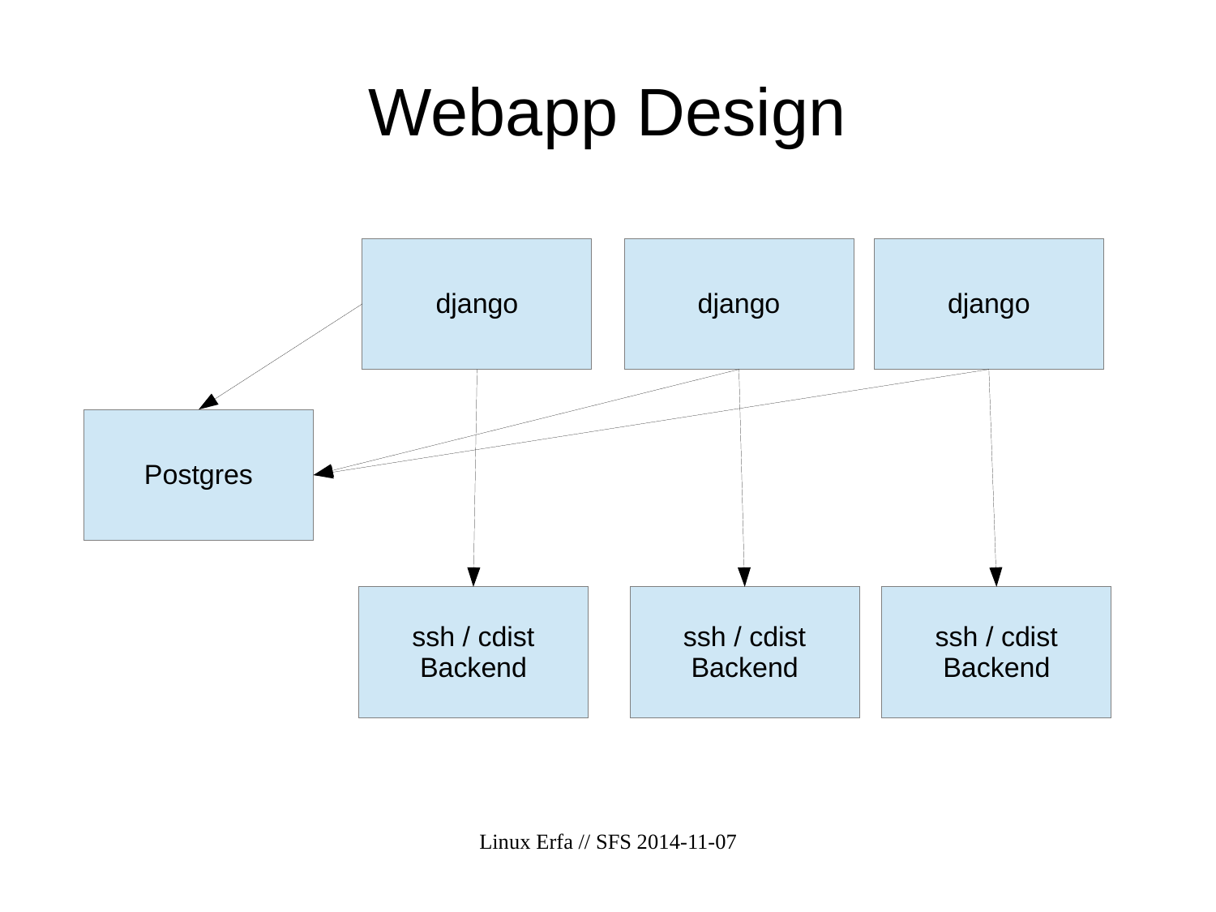# Webapp Design

django

django

django

Postgres

ssh / cdist
Backend

ssh / cdist
Backend

ssh / cdist
Backend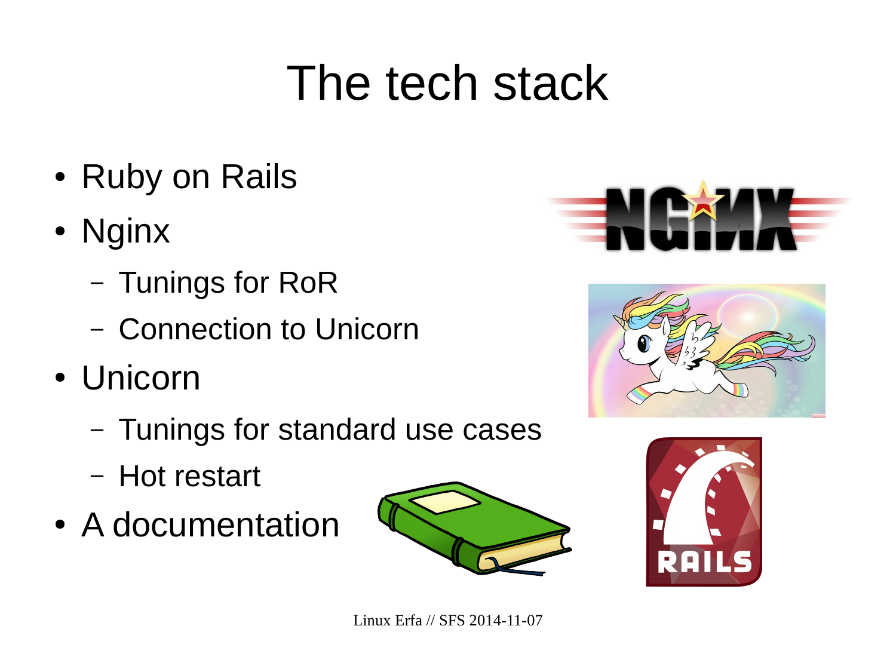# The tech stack

- Ruby on Rails
- Nginx
  - Tunings for RoR
  - Connection to Unicorn
- Unicorn
  - Tunings for standard use cases
  - Hot restart
- A documentation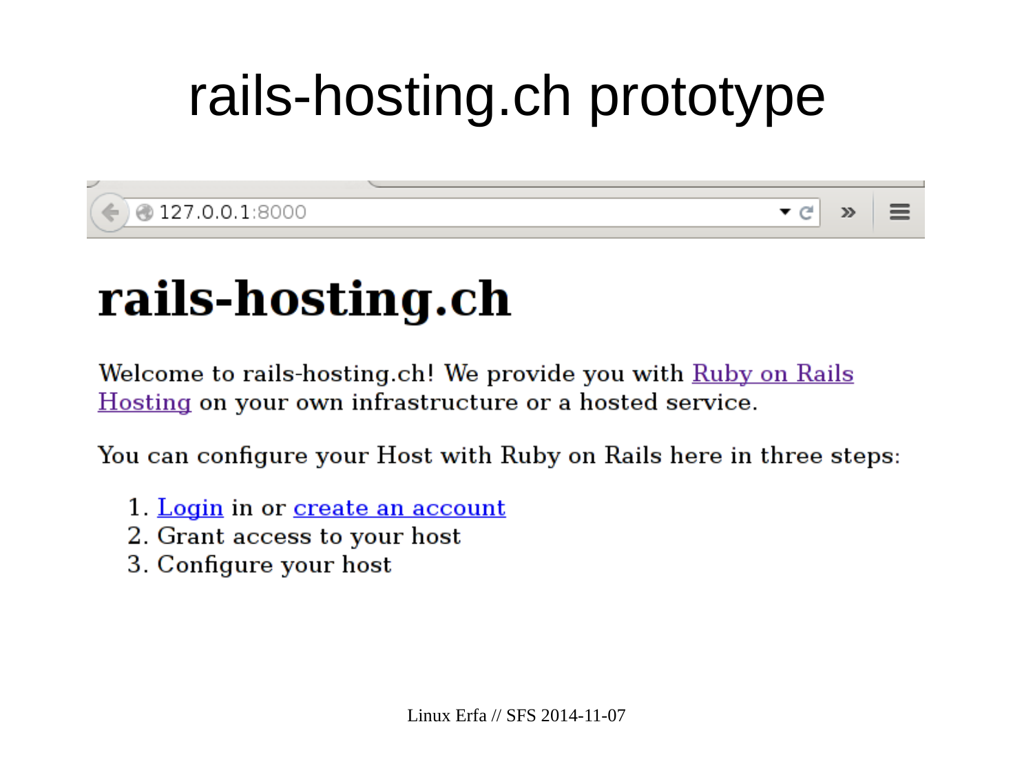# rails-hosting.ch prototype

127.0.0.1:8000

## rails-hosting.ch

Welcome to rails-hosting.ch! We provide you with Ruby on Rails Hosting on your own infrastructure or a hosted service.

You can configure your Host with Ruby on Rails here in three steps:

1. Login in or create an account
2. Grant access to your host
3. Configure your host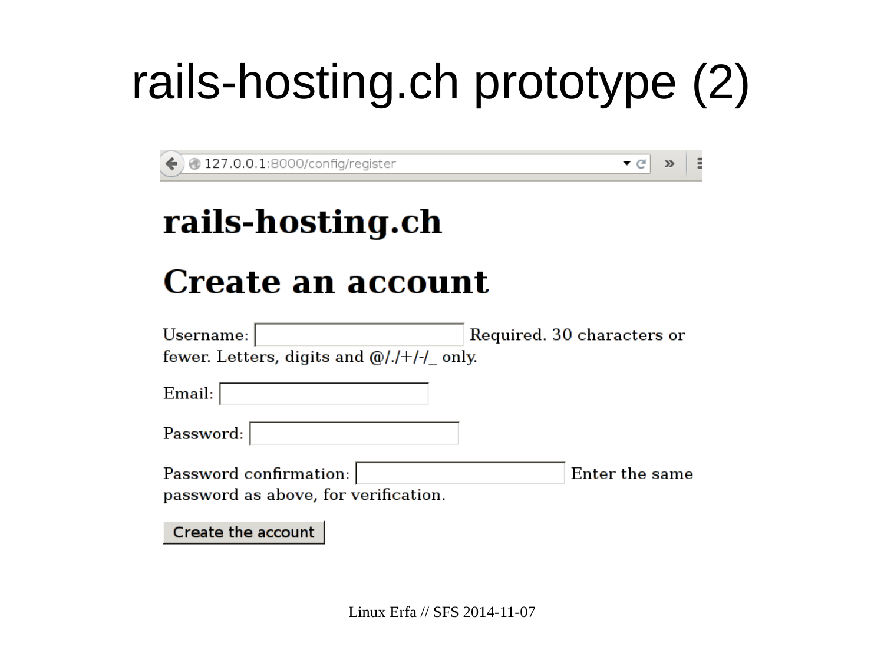# rails-hosting.ch prototype (2)

127.0.0.1:8000/config/register

## rails-hosting.ch

## Create an account

Username: Required. 30 characters or fewer. Letters, digits and @/./+/-/_ only.

Email:

Password:

Password confirmation: Enter the same password as above, for verification.

Create the account

Linux Erfa // SFS 2014-11-07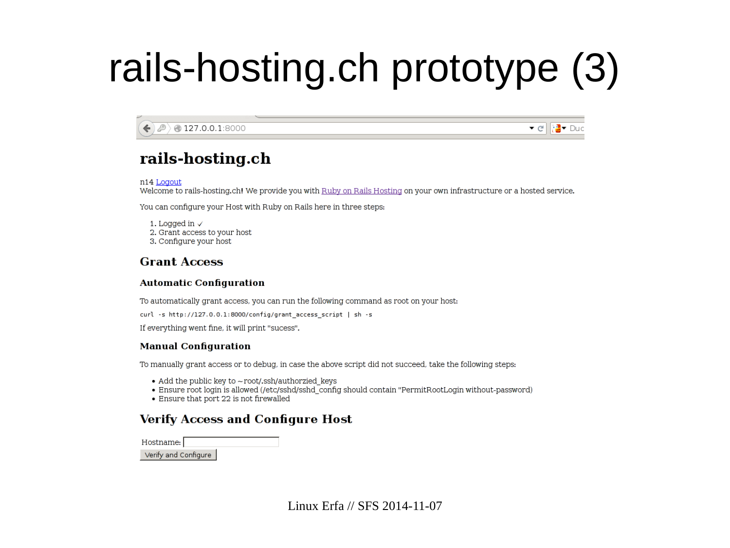# rails-hosting.ch prototype (3)

127.0.0.1:8000

## rails-hosting.ch

n14 Logout

Welcome to rails-hosting.ch! We provide you with Ruby on Rails Hosting on your own infrastructure or a hosted service.

You can configure your Host with Ruby on Rails here in three steps:

1. Logged in ✓
2. Grant access to your host
3. Configure your host

### Grant Access

#### Automatic Configuration

To automatically grant access, you can run the following command as root on your host:

```
curl -s http://127.0.0.1:8000/config/grant_access_script | sh -s
```

If everything went fine, it will print "sucess".

#### Manual Configuration

To manually grant access or to debug, in case the above script did not succeed, take the following steps:

- Add the public key to ~root/.ssh/authorzied_keys
- Ensure root login is allowed (/etc/sshd/sshd_config should contain "PermitRootLogin without-password)
- Ensure that port 22 is not firewalled

### Verify Access and Configure Host

Hostname:

Verify and Configure

Linux Erfa // SFS 2014-11-07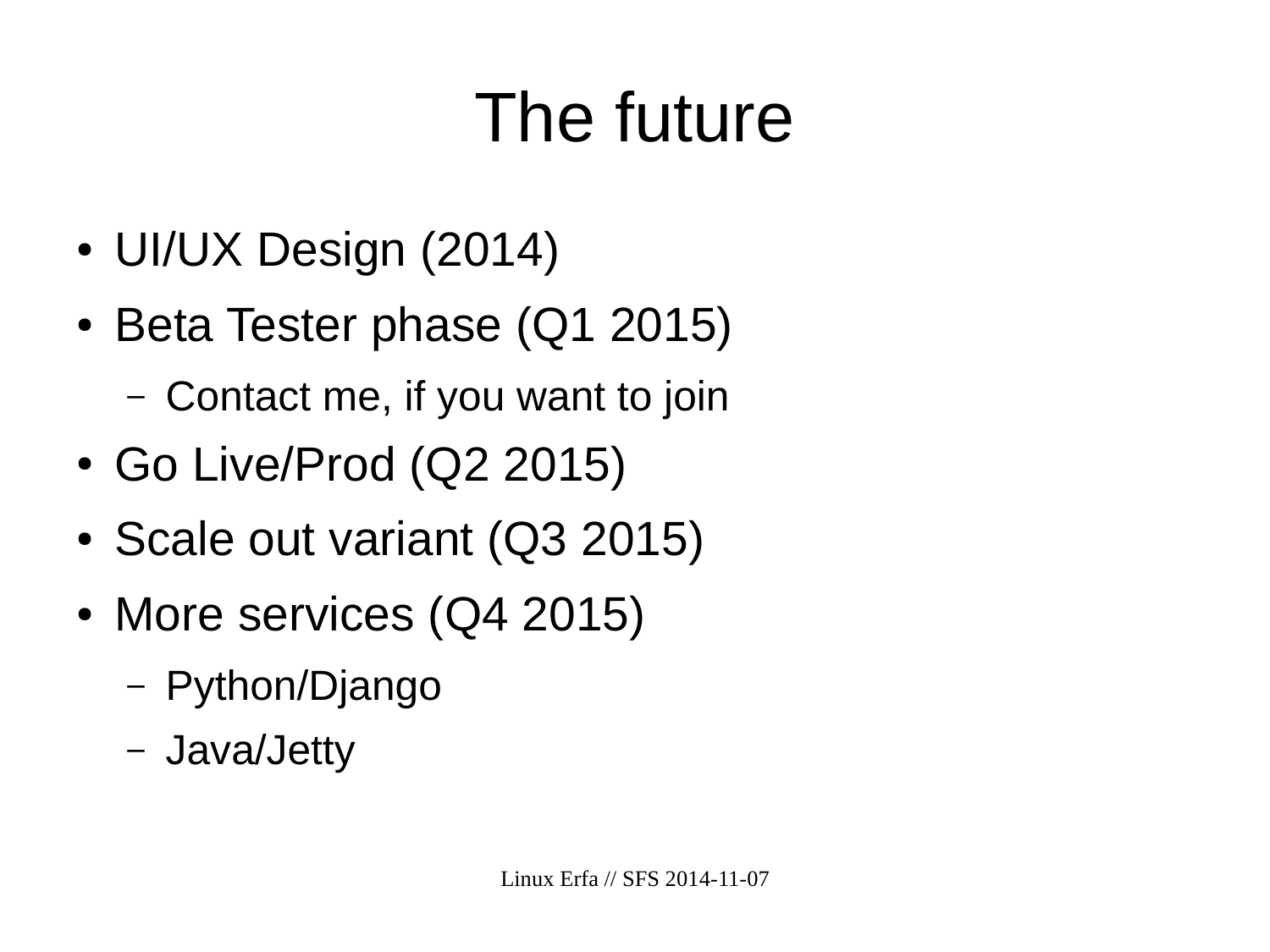# The future

- UI/UX Design (2014)
- Beta Tester phase (Q1 2015)
  - Contact me, if you want to join
- Go Live/Prod (Q2 2015)
- Scale out variant (Q3 2015)
- More services (Q4 2015)
  - Python/Django
  - Java/Jetty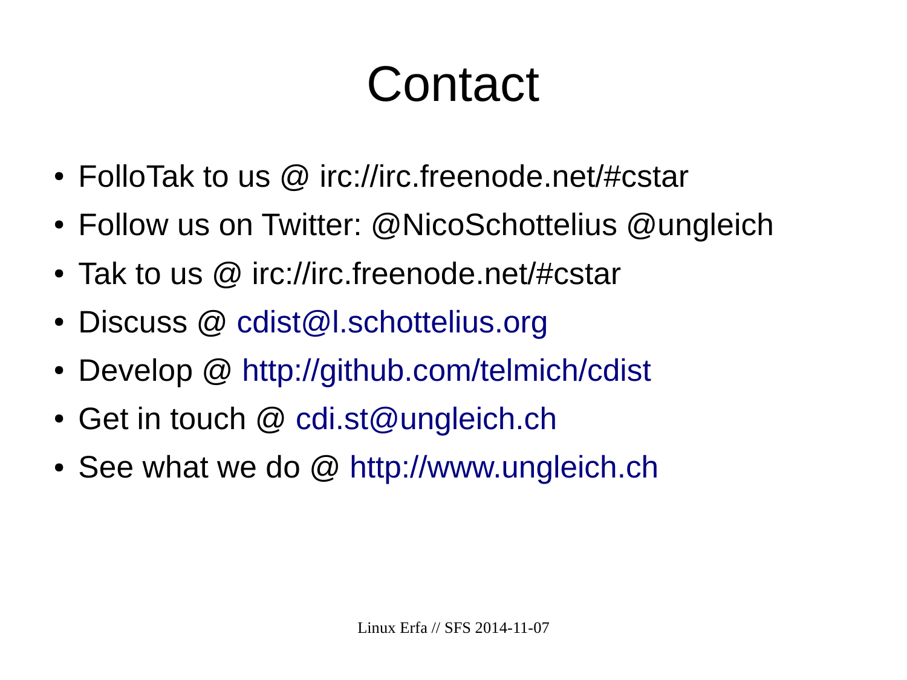# Contact

- FolloTak to us @ irc://irc.freenode.net/#cstar
- Follow us on Twitter: @NicoSchottelius @ungleich
- Tak to us @ irc://irc.freenode.net/#cstar
- Discuss @ cdist@l.schottelius.org
- Develop @ http://github.com/telmich/cdist
- Get in touch @ cdi.st@ungleich.ch
- See what we do @ http://www.ungleich.ch